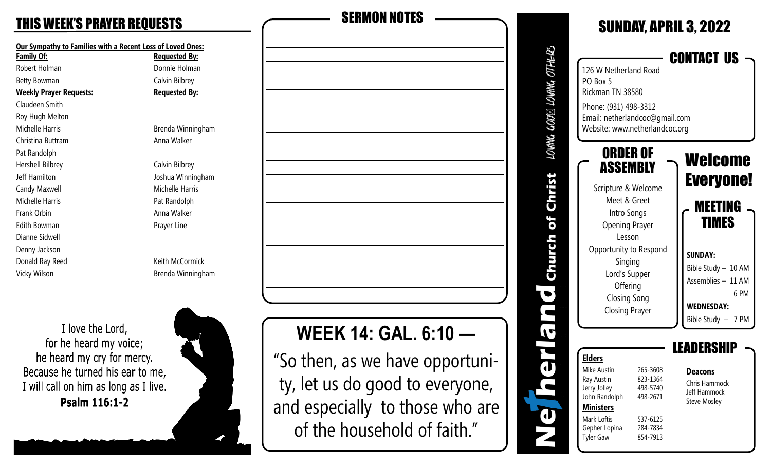# THIS WEEK'S PRAYER REQUESTS

**Our Sympathy to Families with a Recent Loss of Loved Ones:**

| Family Of: | Requested By: |
|---|---|
| Robert Holman | Donnie Holman |
| Betty Bowman | Calvin Bilbrey |

| Weekly Prayer Requests: | Requested By: |
|---|---|
| Claudeen Smith | |
| Roy Hugh Melton | |
| Michelle Harris | Brenda Winningham |
| Christina Buttram | Anna Walker |
| Pat Randolph | |
| Hershell Bilbrey | Calvin Bilbrey |
| Jeff Hamilton | Joshua Winningham |
| Candy Maxwell | Michelle Harris |
| Michelle Harris | Pat Randolph |
| Frank Orbin | Anna Walker |
| Edith Bowman | Prayer Line |
| Dianne Sidwell | |
| Denny Jackson | |
| Donald Ray Reed | Keith McCormick |
| Vicky Wilson | Brenda Winningham |

I love the Lord,
for he heard my voice;
he heard my cry for mercy.
Because he turned his ear to me,
I will call on him as long as I live.
**Psalm 116:1-2**

## SERMON NOTES

# WEEK 14: GAL. 6:10 —

"So then, as we have opportunity, let us do good to everyone, and especially to those who are of the household of faith."

**Netherland Church of Christ** — LOVING GOD LOVING OTHERS

# SUNDAY, APRIL 3, 2022

## CONTACT US

126 W Netherland Road
PO Box 5
Rickman TN 38580

Phone: (931) 498-3312
Email: netherlandcoc@gmail.com
Website: www.netherlandcoc.org

## ORDER OF ASSEMBLY

Scripture & Welcome
Meet & Greet
Intro Songs
Opening Prayer
Lesson
Opportunity to Respond
Singing
Lord's Supper
Offering
Closing Song
Closing Prayer

## Welcome Everyone!

## MEETING TIMES

**SUNDAY:**
Bible Study – 10 AM
Assemblies – 11 AM
6 PM

**WEDNESDAY:**
Bible Study – 7 PM

## LEADERSHIP

**Elders**

| Name | Phone |
|---|---|
| Mike Austin | 265-3608 |
| Ray Austin | 823-1364 |
| Jerry Jolley | 498-5740 |
| John Randolph | 498-2671 |

**Ministers**

| Name | Phone |
|---|---|
| Mark Loftis | 537-6125 |
| Gepher Lopina | 284-7834 |
| Tyler Gaw | 854-7913 |

**Deacons**

Chris Hammock
Jeff Hammock
Steve Mosley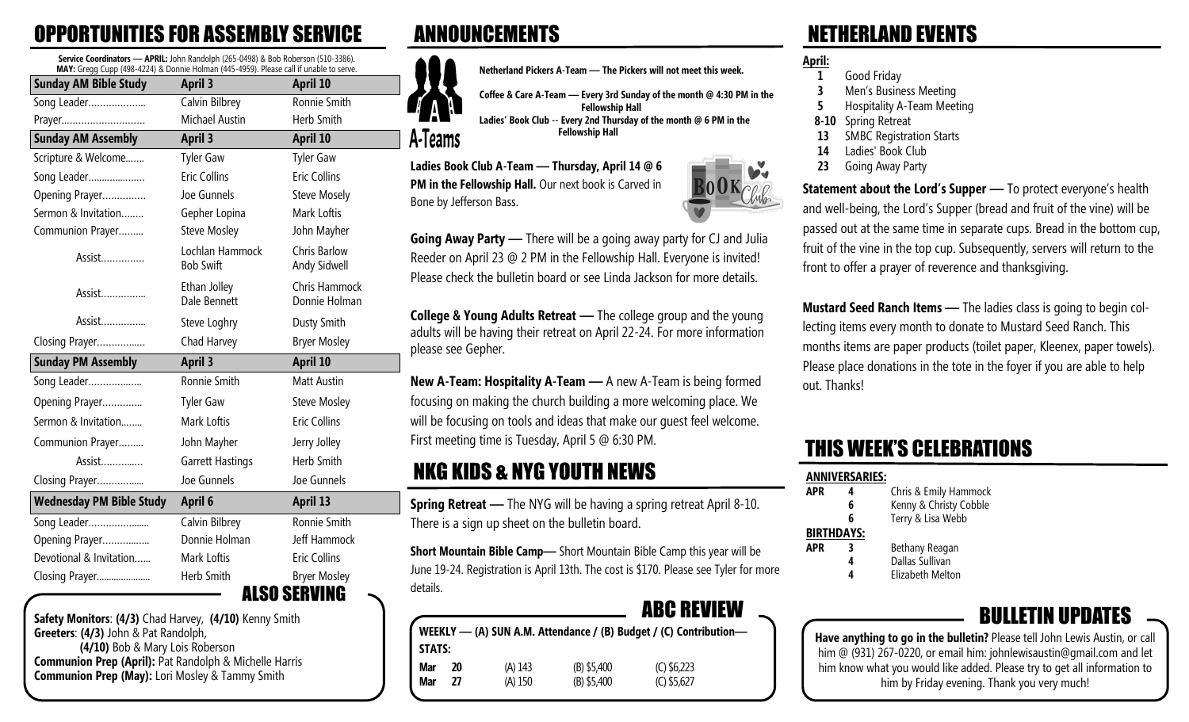# OPPORTUNITIES FOR ASSEMBLY SERVICE

**Service Coordinators — APRIL:** John Randolph (265-0498) & Bob Roberson (510-3386). **MAY:** Gregg Cupp (498-4224) & Donnie Holman (445-4959). Please call if unable to serve.

| Sunday AM Bible Study | April 3 | April 10 |
|---|---|---|
| Song Leader.................. | Calvin Bilbrey | Ronnie Smith |
| Prayer............................ | Michael Austin | Herb Smith |
| **Sunday AM Assembly** | **April 3** | **April 10** |
| Scripture & Welcome....... | Tyler Gaw | Tyler Gaw |
| Song Leader..................... | Eric Collins | Eric Collins |
| Opening Prayer............... | Joe Gunnels | Steve Mosely |
| Sermon & Invitation........ | Gepher Lopina | Mark Loftis |
| Communion Prayer......... | Steve Mosley | John Mayher |
| Assist............... | Lochlan Hammock, Bob Swift | Chris Barlow, Andy Sidwell |
| Assist................ | Ethan Jolley, Dale Bennett | Chris Hammock, Donnie Holman |
| Assist................ | Steve Loghry | Dusty Smith |
| Closing Prayer................. | Chad Harvey | Bryer Mosley |
| **Sunday PM Assembly** | **April 3** | **April 10** |
| Song Leader.................. | Ronnie Smith | Matt Austin |
| Opening Prayer.............. | Tyler Gaw | Steve Mosley |
| Sermon & Invitation........ | Mark Loftis | Eric Collins |
| Communion Prayer......... | John Mayher | Jerry Jolley |
| Assist.............. | Garrett Hastings | Herb Smith |
| Closing Prayer................ | Joe Gunnels | Joe Gunnels |
| **Wednesday PM Bible Study** | **April 6** | **April 13** |
| Song Leader...................... | Calvin Bilbrey | Ronnie Smith |
| Opening Prayer................ | Donnie Holman | Jeff Hammock |
| Devotional & Invitation...... | Mark Loftis | Eric Collins |
| Closing Prayer..................... | Herb Smith | Bryer Mosley |

## ALSO SERVING

**Safety Monitors**: **(4/3)** Chad Harvey, **(4/10)** Kenny Smith
**Greeters**: **(4/3)** John & Pat Randolph,
**(4/10)** Bob & Mary Lois Roberson
**Communion Prep (April):** Pat Randolph & Michelle Harris
**Communion Prep (May):** Lori Mosley & Tammy Smith

# ANNOUNCEMENTS

A-Teams

**Netherland Pickers A-Team — The Pickers will not meet this week.**

**Coffee & Care A-Team — Every 3rd Sunday of the month @ 4:30 PM in the Fellowship Hall**

**Ladies' Book Club -- Every 2nd Thursday of the month @ 6 PM in the Fellowship Hall**

**Ladies Book Club A-Team — Thursday, April 14 @ 6 PM in the Fellowship Hall.** Our next book is Carved in Bone by Jefferson Bass.

**Going Away Party —** There will be a going away party for CJ and Julia Reeder on April 23 @ 2 PM in the Fellowship Hall. Everyone is invited! Please check the bulletin board or see Linda Jackson for more details.

**College & Young Adults Retreat —** The college group and the young adults will be having their retreat on April 22-24. For more information please see Gepher.

**New A-Team: Hospitality A-Team —** A new A-Team is being formed focusing on making the church building a more welcoming place. We will be focusing on tools and ideas that make our guest feel welcome. First meeting time is Tuesday, April 5 @ 6:30 PM.

# NKG KIDS & NYG YOUTH NEWS

**Spring Retreat —** The NYG will be having a spring retreat April 8-10. There is a sign up sheet on the bulletin board.

**Short Mountain Bible Camp—** Short Mountain Bible Camp this year will be June 19-24. Registration is April 13th. The cost is $170. Please see Tyler for more details.

## ABC REVIEW

**WEEKLY — (A) SUN A.M. Attendance / (B) Budget / (C) Contribution— STATS:**

| | | | | |
|---|---|---|---|---|
| **Mar** | **20** | (A) 143 | (B) $5,400 | (C) $6,223 |
| **Mar** | **27** | (A) 150 | (B) $5,400 | (C) $5,627 |

# NETHERLAND EVENTS

**April:**

- **1** Good Friday
- **3** Men's Business Meeting
- **5** Hospitality A-Team Meeting
- **8-10** Spring Retreat
- **13** SMBC Registration Starts
- **14** Ladies' Book Club
- **23** Going Away Party

**Statement about the Lord's Supper —** To protect everyone's health and well-being, the Lord's Supper (bread and fruit of the vine) will be passed out at the same time in separate cups. Bread in the bottom cup, fruit of the vine in the top cup. Subsequently, servers will return to the front to offer a prayer of reverence and thanksgiving.

**Mustard Seed Ranch Items —** The ladies class is going to begin collecting items every month to donate to Mustard Seed Ranch. This months items are paper products (toilet paper, Kleenex, paper towels). Please place donations in the tote in the foyer if you are able to help out. Thanks!

# THIS WEEK'S CELEBRATIONS

**ANNIVERSARIES:**

| | | |
|---|---|---|
| **APR** | **4** | Chris & Emily Hammock |
| | **6** | Kenny & Christy Cobble |
| | **6** | Terry & Lisa Webb |

**BIRTHDAYS:**

| | | |
|---|---|---|
| **APR** | **3** | Bethany Reagan |
| | **4** | Dallas Sullivan |
| | **4** | Elizabeth Melton |

## BULLETIN UPDATES

**Have anything to go in the bulletin?** Please tell John Lewis Austin, or call him @ (931) 267-0220, or email him: johnlewisaustin@gmail.com and let him know what you would like added. Please try to get all information to him by Friday evening. Thank you very much!